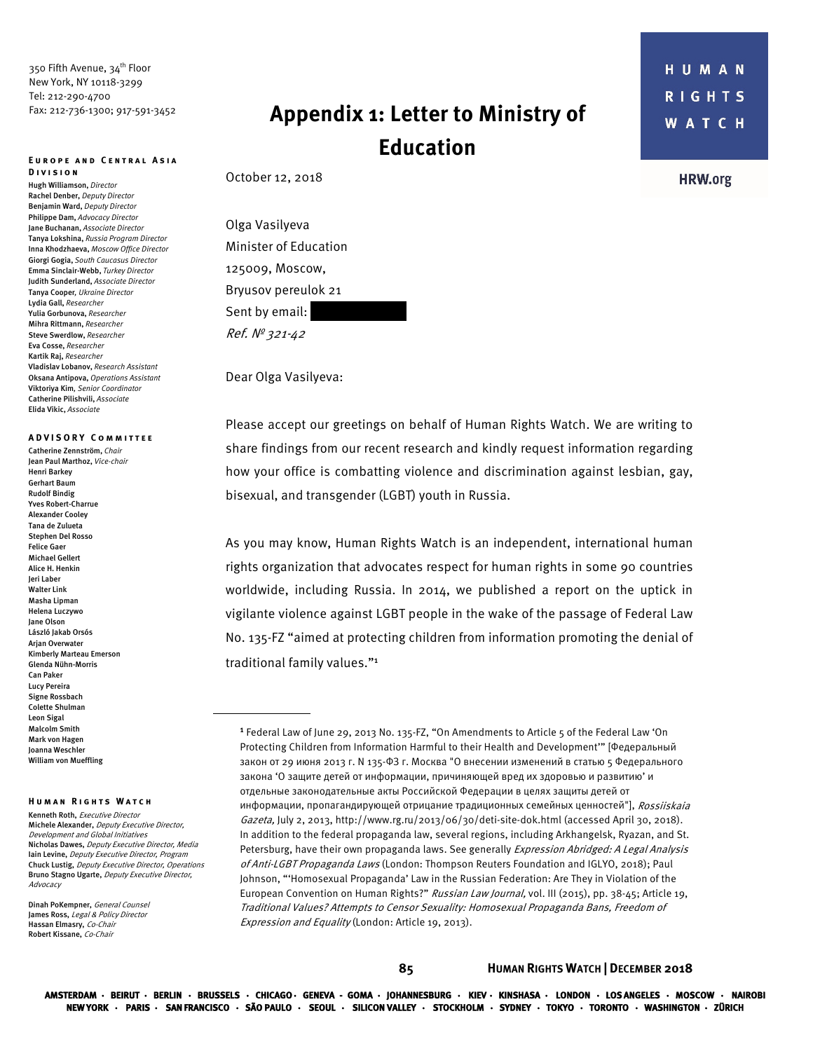350 Fifth Avenue, 34th Floor
New York, NY 10118-3299
Tel: 212-290-4700
Fax: 212-736-1300; 917-591-3452

**HUMAN RIGHTS WATCH**

HRW.org

# Appendix 1: Letter to Ministry of Education

**EUROPE AND CENTRAL ASIA DIVISION**

Hugh Williamson, *Director*
Rachel Denber, *Deputy Director*
Benjamin Ward, *Deputy Director*
Philippe Dam, *Advocacy Director*
Jane Buchanan, *Associate Director*
Tanya Lokshina, *Russia Program Director*
Inna Khodzhaeva, *Moscow Office Director*
Giorgi Gogia, *South Caucasus Director*
Emma Sinclair-Webb, *Turkey Director*
Judith Sunderland, *Associate Director*
Tanya Cooper, *Ukraine Director*
Lydia Gall, *Researcher*
Yulia Gorbunova, *Researcher*
Mihra Rittmann, *Researcher*
Steve Swerdlow, *Researcher*
Eva Cosse, *Researcher*
Kartik Raj, *Researcher*
Vladislav Lobanov, *Research Assistant*
Oksana Antipova, *Operations Assistant*
Viktoriya Kim, *Senior Coordinator*
Catherine Pilishvili, *Associate*
Elida Vikic, *Associate*

**ADVISORY COMMITTEE**

Catherine Zennström, *Chair*
Jean Paul Marthoz, *Vice-chair*
Henri Barkey
Gerhart Baum
Rudolf Bindig
Yves Robert-Charrue
Alexander Cooley
Tana de Zulueta
Stephen Del Rosso
Felice Gaer
Michael Gellert
Alice H. Henkin
Jeri Laber
Walter Link
Masha Lipman
Helena Luczywo
Jane Olson
László Jakab Orsós
Arjan Overwater
Kimberly Marteau Emerson
Glenda Nühn-Morris
Can Paker
Lucy Pereira
Signe Rossbach
Colette Shulman
Leon Sigal
Malcolm Smith
Mark von Hagen
Joanna Weschler
William von Mueffling

**HUMAN RIGHTS WATCH**

Kenneth Roth, *Executive Director*
Michele Alexander, *Deputy Executive Director, Development and Global Initiatives*
Nicholas Dawes, *Deputy Executive Director, Media*
Iain Levine, *Deputy Executive Director, Program*
Chuck Lustig, *Deputy Executive Director, Operations*
Bruno Stagno Ugarte, *Deputy Executive Director, Advocacy*

Dinah PoKempner, *General Counsel*
James Ross, *Legal & Policy Director*
Hassan Elmasry, *Co-Chair*
Robert Kissane, *Co-Chair*

October 12, 2018

Olga Vasilyeva
Minister of Education
125009, Moscow,
Bryusov pereulok 21
Sent by email:
*Ref. № 321-42*

Dear Olga Vasilyeva:

Please accept our greetings on behalf of Human Rights Watch. We are writing to share findings from our recent research and kindly request information regarding how your office is combatting violence and discrimination against lesbian, gay, bisexual, and transgender (LGBT) youth in Russia.

As you may know, Human Rights Watch is an independent, international human rights organization that advocates respect for human rights in some 90 countries worldwide, including Russia. In 2014, we published a report on the uptick in vigilante violence against LGBT people in the wake of the passage of Federal Law No. 135-FZ "aimed at protecting children from information promoting the denial of traditional family values."[1]

---

[1] Federal Law of June 29, 2013 No. 135-FZ, "On Amendments to Article 5 of the Federal Law 'On Protecting Children from Information Harmful to their Health and Development'" [Федеральный закон от 29 июня 2013 г. N 135-ФЗ г. Москва "О внесении изменений в статью 5 Федерального закона 'О защите детей от информации, причиняющей вред их здоровью и развитию' и отдельные законодательные акты Российской Федерации в целях защиты детей от информации, пропагандирующей отрицание традиционных семейных ценностей"], *Rossiiskaia Gazeta,* July 2, 2013, http://www.rg.ru/2013/06/30/deti-site-dok.html (accessed April 30, 2018). In addition to the federal propaganda law, several regions, including Arkhangelsk, Ryazan, and St. Petersburg, have their own propaganda laws. See generally *Expression Abridged: A Legal Analysis of Anti-LGBT Propaganda Laws* (London: Thompson Reuters Foundation and IGLYO, 2018); Paul Johnson, "'Homosexual Propaganda' Law in the Russian Federation: Are They in Violation of the European Convention on Human Rights?" *Russian Law Journal,* vol. III (2015), pp. 38-45; Article 19, *Traditional Values? Attempts to Censor Sexuality: Homosexual Propaganda Bans, Freedom of Expression and Equality* (London: Article 19, 2013).

AMSTERDAM · BEIRUT · BERLIN · BRUSSELS · CHICAGO · GENEVA · GOMA · JOHANNESBURG · KIEV · KINSHASA · LONDON · LOS ANGELES · MOSCOW · NAIROBI
NEW YORK · PARIS · SAN FRANCISCO · SÃO PAULO · SEOUL · SILICON VALLEY · STOCKHOLM · SYDNEY · TOKYO · TORONTO · WASHINGTON · ZÜRICH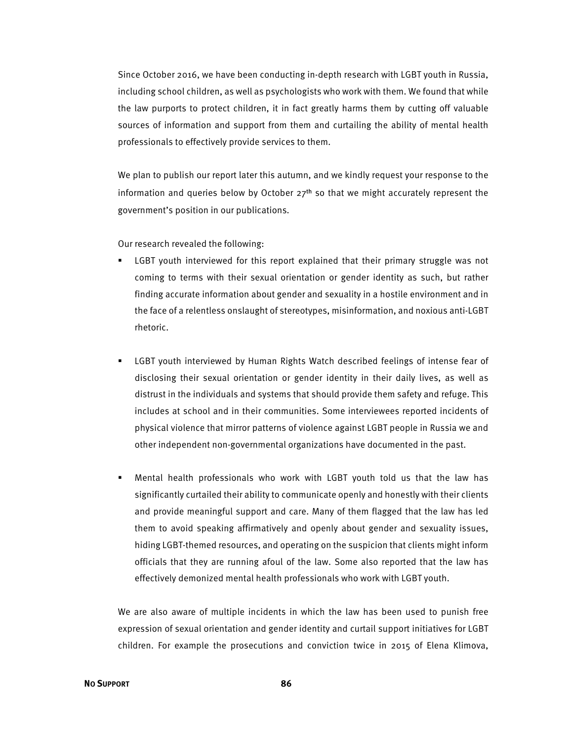Since October 2016, we have been conducting in-depth research with LGBT youth in Russia, including school children, as well as psychologists who work with them. We found that while the law purports to protect children, it in fact greatly harms them by cutting off valuable sources of information and support from them and curtailing the ability of mental health professionals to effectively provide services to them.

We plan to publish our report later this autumn, and we kindly request your response to the information and queries below by October 27th so that we might accurately represent the government's position in our publications.

Our research revealed the following:

- LGBT youth interviewed for this report explained that their primary struggle was not coming to terms with their sexual orientation or gender identity as such, but rather finding accurate information about gender and sexuality in a hostile environment and in the face of a relentless onslaught of stereotypes, misinformation, and noxious anti-LGBT rhetoric.

- LGBT youth interviewed by Human Rights Watch described feelings of intense fear of disclosing their sexual orientation or gender identity in their daily lives, as well as distrust in the individuals and systems that should provide them safety and refuge. This includes at school and in their communities. Some interviewees reported incidents of physical violence that mirror patterns of violence against LGBT people in Russia we and other independent non-governmental organizations have documented in the past.

- Mental health professionals who work with LGBT youth told us that the law has significantly curtailed their ability to communicate openly and honestly with their clients and provide meaningful support and care. Many of them flagged that the law has led them to avoid speaking affirmatively and openly about gender and sexuality issues, hiding LGBT-themed resources, and operating on the suspicion that clients might inform officials that they are running afoul of the law. Some also reported that the law has effectively demonized mental health professionals who work with LGBT youth.

We are also aware of multiple incidents in which the law has been used to punish free expression of sexual orientation and gender identity and curtail support initiatives for LGBT children. For example the prosecutions and conviction twice in 2015 of Elena Klimova,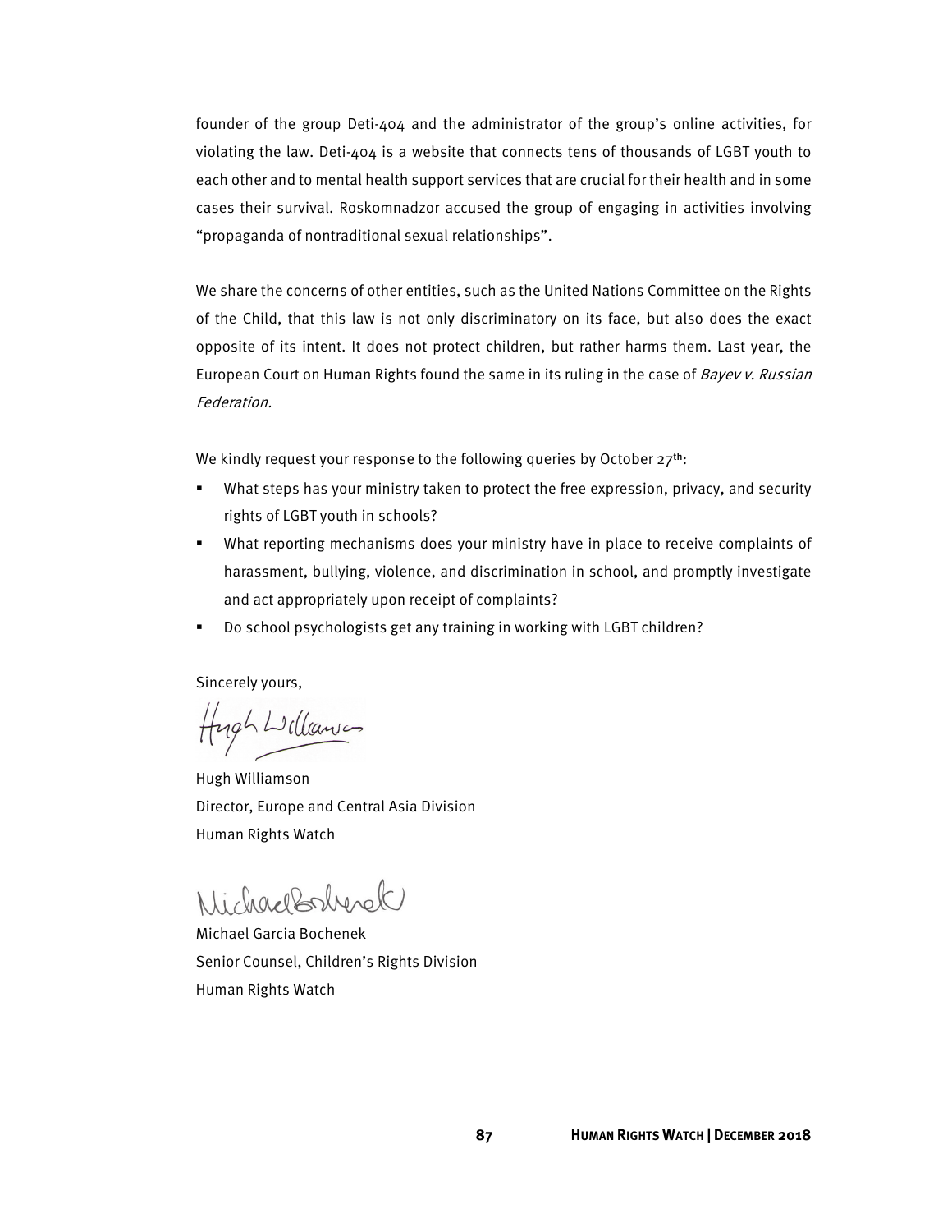founder of the group Deti-404 and the administrator of the group's online activities, for violating the law. Deti-404 is a website that connects tens of thousands of LGBT youth to each other and to mental health support services that are crucial for their health and in some cases their survival. Roskomnadzor accused the group of engaging in activities involving "propaganda of nontraditional sexual relationships".

We share the concerns of other entities, such as the United Nations Committee on the Rights of the Child, that this law is not only discriminatory on its face, but also does the exact opposite of its intent. It does not protect children, but rather harms them. Last year, the European Court on Human Rights found the same in its ruling in the case of *Bayev v. Russian Federation.*

We kindly request your response to the following queries by October 27th:

- What steps has your ministry taken to protect the free expression, privacy, and security rights of LGBT youth in schools?
- What reporting mechanisms does your ministry have in place to receive complaints of harassment, bullying, violence, and discrimination in school, and promptly investigate and act appropriately upon receipt of complaints?
- Do school psychologists get any training in working with LGBT children?

Sincerely yours,

Hugh Williamson
Director, Europe and Central Asia Division
Human Rights Watch

Michael Garcia Bochenek
Senior Counsel, Children's Rights Division
Human Rights Watch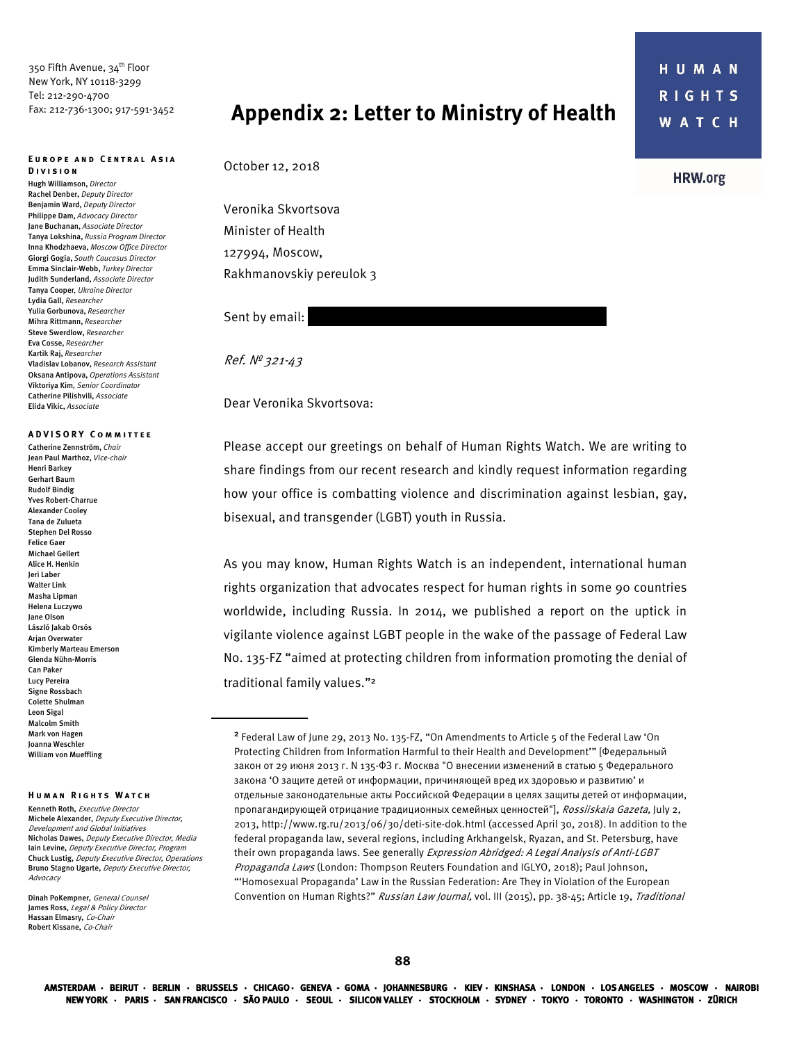350 Fifth Avenue, 34th Floor
New York, NY 10118-3299
Tel: 212-290-4700
Fax: 212-736-1300; 917-591-3452

**EUROPE AND CENTRAL ASIA DIVISION**

**Hugh Williamson**, *Director*
**Rachel Denber**, *Deputy Director*
**Benjamin Ward**, *Deputy Director*
**Philippe Dam**, *Advocacy Director*
**Jane Buchanan**, *Associate Director*
**Tanya Lokshina**, *Russia Program Director*
**Inna Khodzhaeva**, *Moscow Office Director*
**Giorgi Gogia**, *South Caucasus Director*
**Emma Sinclair-Webb**, *Turkey Director*
**Judith Sunderland**, *Associate Director*
**Tanya Cooper**, *Ukraine Director*
**Lydia Gall**, *Researcher*
**Yulia Gorbunova**, *Researcher*
**Mihra Rittmann**, *Researcher*
**Steve Swerdlow**, *Researcher*
**Eva Cosse**, *Researcher*
**Kartik Raj**, *Researcher*
**Vladislav Lobanov**, *Research Assistant*
**Oksana Antipova**, *Operations Assistant*
**Viktoriya Kim**, *Senior Coordinator*
**Catherine Pilishvili**, *Associate*
**Elida Vikic**, *Associate*

**ADVISORY COMMITTEE**

**Catherine Zennström**, *Chair*
**Jean Paul Marthoz**, *Vice-chair*
**Henri Barkey**
**Gerhart Baum**
**Rudolf Bindig**
**Yves Robert-Charrue**
**Alexander Cooley**
**Tana de Zulueta**
**Stephen Del Rosso**
**Felice Gaer**
**Michael Gellert**
**Alice H. Henkin**
**Jeri Laber**
**Walter Link**
**Masha Lipman**
**Helena Luczywo**
**Jane Olson**
**László Jakab Orsós**
**Arjan Overwater**
**Kimberly Marteau Emerson**
**Glenda Nühn-Morris**
**Can Paker**
**Lucy Pereira**
**Signe Rossbach**
**Colette Shulman**
**Leon Sigal**
**Malcolm Smith**
**Mark von Hagen**
**Joanna Weschler**
**William von Mueffling**

**HUMAN RIGHTS WATCH**

**Kenneth Roth**, *Executive Director*
**Michele Alexander**, *Deputy Executive Director, Development and Global Initiatives*
**Nicholas Dawes**, *Deputy Executive Director, Media*
**Iain Levine**, *Deputy Executive Director, Program*
**Chuck Lustig**, *Deputy Executive Director, Operations*
**Bruno Stagno Ugarte**, *Deputy Executive Director, Advocacy*

**Dinah PoKempner**, *General Counsel*
**James Ross**, *Legal & Policy Director*
**Hassan Elmasry**, *Co-Chair*
**Robert Kissane**, *Co-Chair*

# Appendix 2: Letter to Ministry of Health

HUMAN RIGHTS WATCH

**HRW.org**

October 12, 2018

Veronika Skvortsova
Minister of Health
127994, Moscow,
Rakhmanovskiy pereulok 3

Sent by email: [redacted]

*Ref. № 321-43*

Dear Veronika Skvortsova:

Please accept our greetings on behalf of Human Rights Watch. We are writing to share findings from our recent research and kindly request information regarding how your office is combatting violence and discrimination against lesbian, gay, bisexual, and transgender (LGBT) youth in Russia.

As you may know, Human Rights Watch is an independent, international human rights organization that advocates respect for human rights in some 90 countries worldwide, including Russia. In 2014, we published a report on the uptick in vigilante violence against LGBT people in the wake of the passage of Federal Law No. 135-FZ "aimed at protecting children from information promoting the denial of traditional family values."[2]

---

[2] Federal Law of June 29, 2013 No. 135-FZ, "On Amendments to Article 5 of the Federal Law 'On Protecting Children from Information Harmful to their Health and Development'" [Федеральный закон от 29 июня 2013 г. N 135-ФЗ г. Москва "О внесении изменений в статью 5 Федерального закона 'О защите детей от информации, причиняющей вред их здоровью и развитию' и отдельные законодательные акты Российской Федерации в целях защиты детей от информации, пропагандирующей отрицание традиционных семейных ценностей"], *Rossiiskaia Gazeta*, July 2, 2013, http://www.rg.ru/2013/06/30/deti-site-dok.html (accessed April 30, 2018). In addition to the federal propaganda law, several regions, including Arkhangelsk, Ryazan, and St. Petersburg, have their own propaganda laws. See generally *Expression Abridged: A Legal Analysis of Anti-LGBT Propaganda Laws* (London: Thompson Reuters Foundation and IGLYO, 2018); Paul Johnson, "'Homosexual Propaganda' Law in the Russian Federation: Are They in Violation of the European Convention on Human Rights?" *Russian Law Journal*, vol. III (2015), pp. 38-45; Article 19, *Traditional*

AMSTERDAM · BEIRUT · BERLIN · BRUSSELS · CHICAGO · GENEVA · GOMA · JOHANNESBURG · KIEV · KINSHASA · LONDON · LOS ANGELES · MOSCOW · NAIROBI · NEW YORK · PARIS · SAN FRANCISCO · SÃO PAULO · SEOUL · SILICON VALLEY · STOCKHOLM · SYDNEY · TOKYO · TORONTO · WASHINGTON · ZÜRICH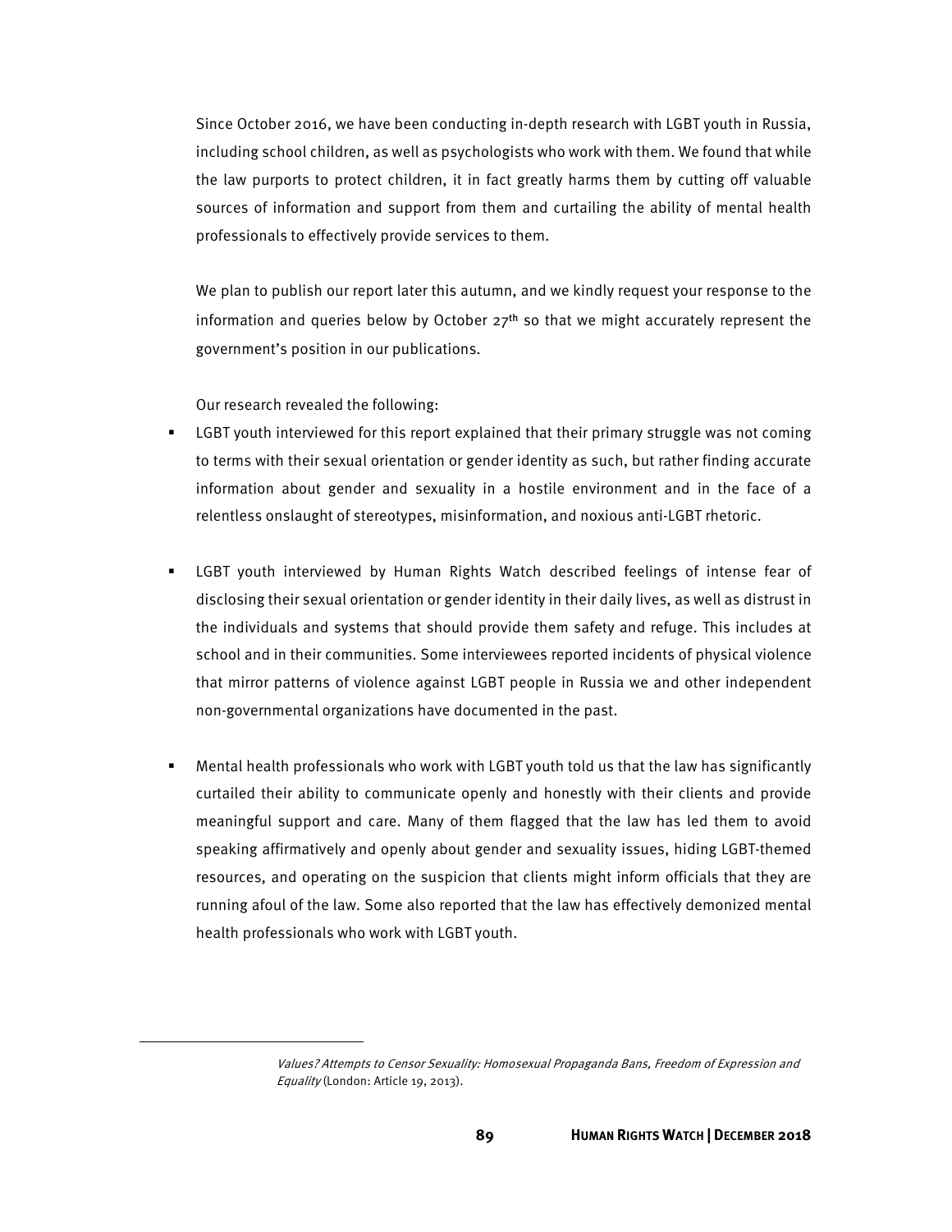Since October 2016, we have been conducting in-depth research with LGBT youth in Russia, including school children, as well as psychologists who work with them. We found that while the law purports to protect children, it in fact greatly harms them by cutting off valuable sources of information and support from them and curtailing the ability of mental health professionals to effectively provide services to them.

We plan to publish our report later this autumn, and we kindly request your response to the information and queries below by October 27th so that we might accurately represent the government's position in our publications.

Our research revealed the following:

- LGBT youth interviewed for this report explained that their primary struggle was not coming to terms with their sexual orientation or gender identity as such, but rather finding accurate information about gender and sexuality in a hostile environment and in the face of a relentless onslaught of stereotypes, misinformation, and noxious anti-LGBT rhetoric.
- LGBT youth interviewed by Human Rights Watch described feelings of intense fear of disclosing their sexual orientation or gender identity in their daily lives, as well as distrust in the individuals and systems that should provide them safety and refuge. This includes at school and in their communities. Some interviewees reported incidents of physical violence that mirror patterns of violence against LGBT people in Russia we and other independent non-governmental organizations have documented in the past.
- Mental health professionals who work with LGBT youth told us that the law has significantly curtailed their ability to communicate openly and honestly with their clients and provide meaningful support and care. Many of them flagged that the law has led them to avoid speaking affirmatively and openly about gender and sexuality issues, hiding LGBT-themed resources, and operating on the suspicion that clients might inform officials that they are running afoul of the law. Some also reported that the law has effectively demonized mental health professionals who work with LGBT youth.

---

*Values? Attempts to Censor Sexuality: Homosexual Propaganda Bans, Freedom of Expression and Equality* (London: Article 19, 2013).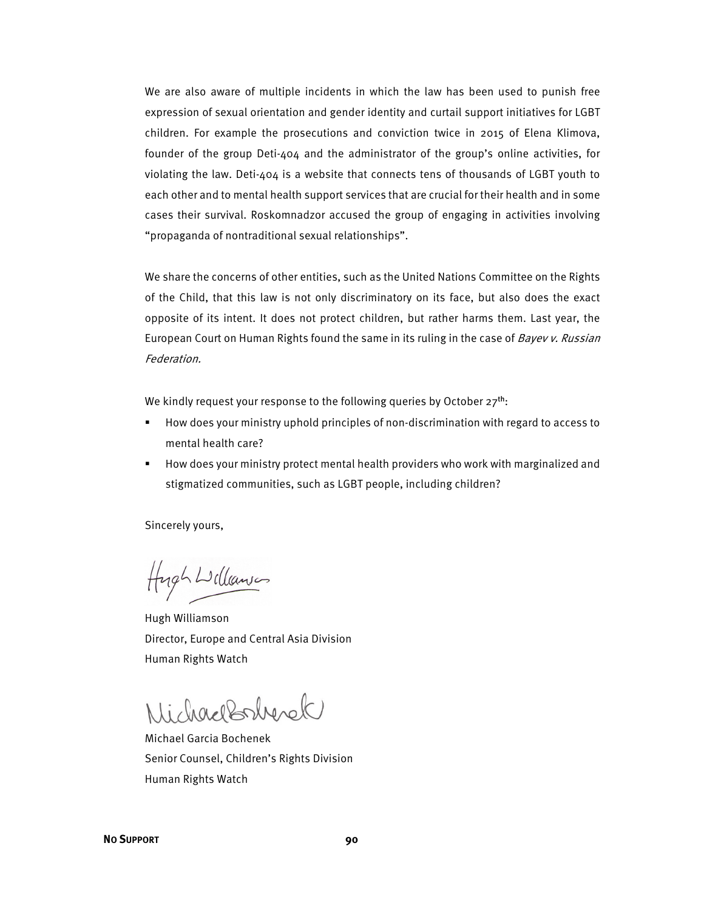We are also aware of multiple incidents in which the law has been used to punish free expression of sexual orientation and gender identity and curtail support initiatives for LGBT children. For example the prosecutions and conviction twice in 2015 of Elena Klimova, founder of the group Deti-404 and the administrator of the group's online activities, for violating the law. Deti-404 is a website that connects tens of thousands of LGBT youth to each other and to mental health support services that are crucial for their health and in some cases their survival. Roskomnadzor accused the group of engaging in activities involving "propaganda of nontraditional sexual relationships".

We share the concerns of other entities, such as the United Nations Committee on the Rights of the Child, that this law is not only discriminatory on its face, but also does the exact opposite of its intent. It does not protect children, but rather harms them. Last year, the European Court on Human Rights found the same in its ruling in the case of *Bayev v. Russian Federation.*

We kindly request your response to the following queries by October 27th:

- How does your ministry uphold principles of non-discrimination with regard to access to mental health care?
- How does your ministry protect mental health providers who work with marginalized and stigmatized communities, such as LGBT people, including children?

Sincerely yours,

Hugh Williamson
Director, Europe and Central Asia Division
Human Rights Watch

Michael Garcia Bochenek
Senior Counsel, Children's Rights Division
Human Rights Watch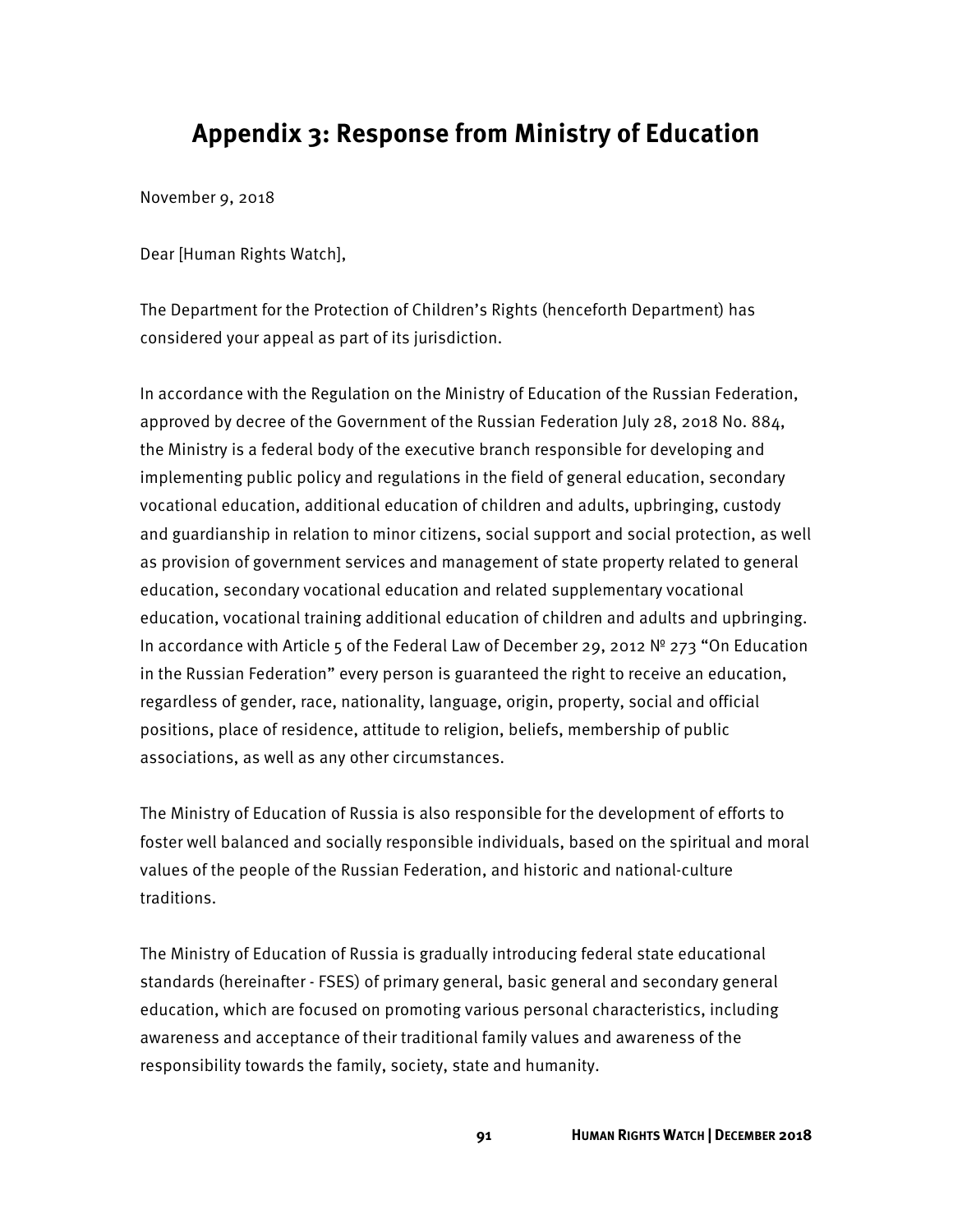# Appendix 3: Response from Ministry of Education

November 9, 2018

Dear [Human Rights Watch],

The Department for the Protection of Children's Rights (henceforth Department) has considered your appeal as part of its jurisdiction.

In accordance with the Regulation on the Ministry of Education of the Russian Federation, approved by decree of the Government of the Russian Federation July 28, 2018 No. 884, the Ministry is a federal body of the executive branch responsible for developing and implementing public policy and regulations in the field of general education, secondary vocational education, additional education of children and adults, upbringing, custody and guardianship in relation to minor citizens, social support and social protection, as well as provision of government services and management of state property related to general education, secondary vocational education and related supplementary vocational education, vocational training additional education of children and adults and upbringing. In accordance with Article 5 of the Federal Law of December 29, 2012 № 273 "On Education in the Russian Federation" every person is guaranteed the right to receive an education, regardless of gender, race, nationality, language, origin, property, social and official positions, place of residence, attitude to religion, beliefs, membership of public associations, as well as any other circumstances.

The Ministry of Education of Russia is also responsible for the development of efforts to foster well balanced and socially responsible individuals, based on the spiritual and moral values of the people of the Russian Federation, and historic and national-culture traditions.

The Ministry of Education of Russia is gradually introducing federal state educational standards (hereinafter - FSES) of primary general, basic general and secondary general education, which are focused on promoting various personal characteristics, including awareness and acceptance of their traditional family values and awareness of the responsibility towards the family, society, state and humanity.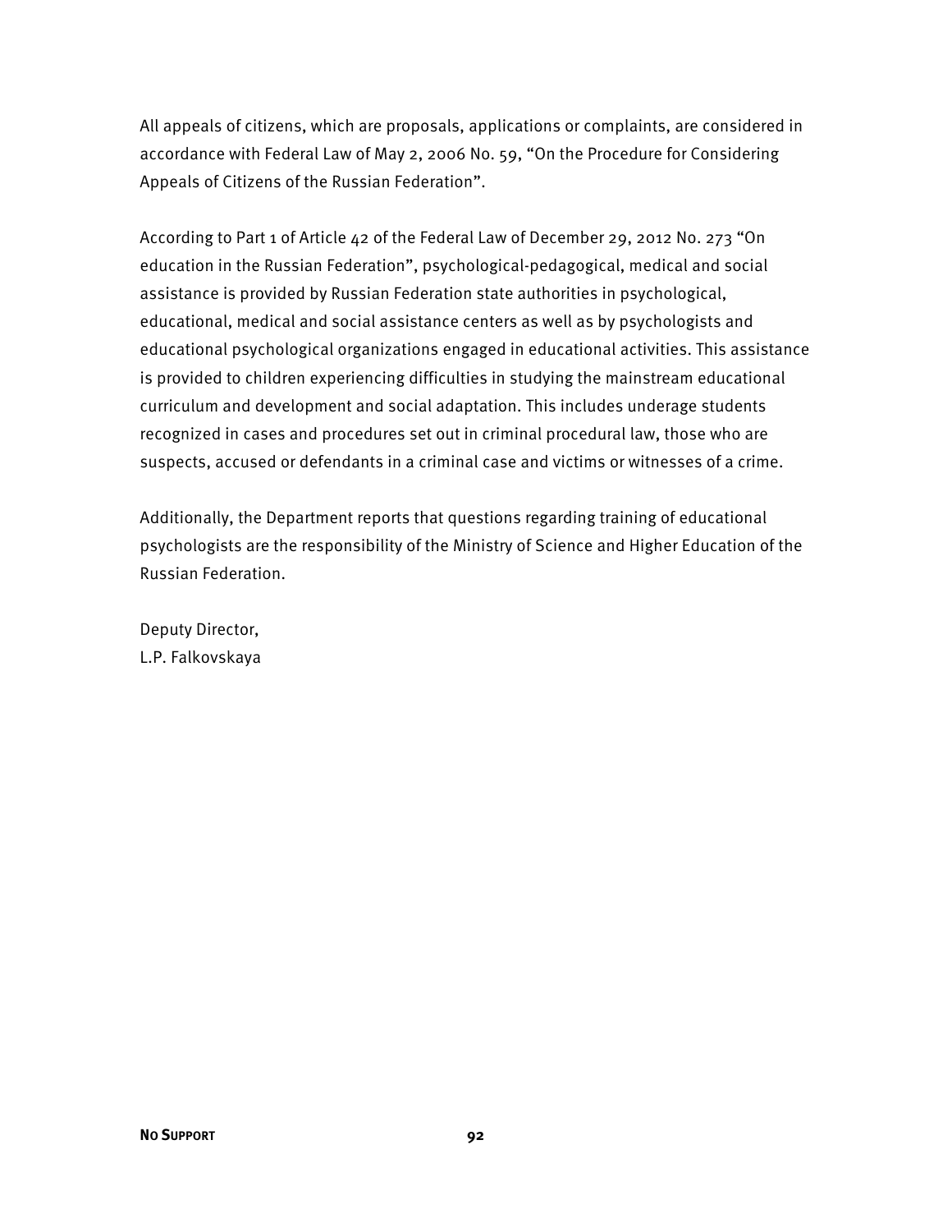All appeals of citizens, which are proposals, applications or complaints, are considered in accordance with Federal Law of May 2, 2006 No. 59, "On the Procedure for Considering Appeals of Citizens of the Russian Federation".

According to Part 1 of Article 42 of the Federal Law of December 29, 2012 No. 273 "On education in the Russian Federation", psychological-pedagogical, medical and social assistance is provided by Russian Federation state authorities in psychological, educational, medical and social assistance centers as well as by psychologists and educational psychological organizations engaged in educational activities. This assistance is provided to children experiencing difficulties in studying the mainstream educational curriculum and development and social adaptation. This includes underage students recognized in cases and procedures set out in criminal procedural law, those who are suspects, accused or defendants in a criminal case and victims or witnesses of a crime.

Additionally, the Department reports that questions regarding training of educational psychologists are the responsibility of the Ministry of Science and Higher Education of the Russian Federation.

Deputy Director,
L.P. Falkovskaya